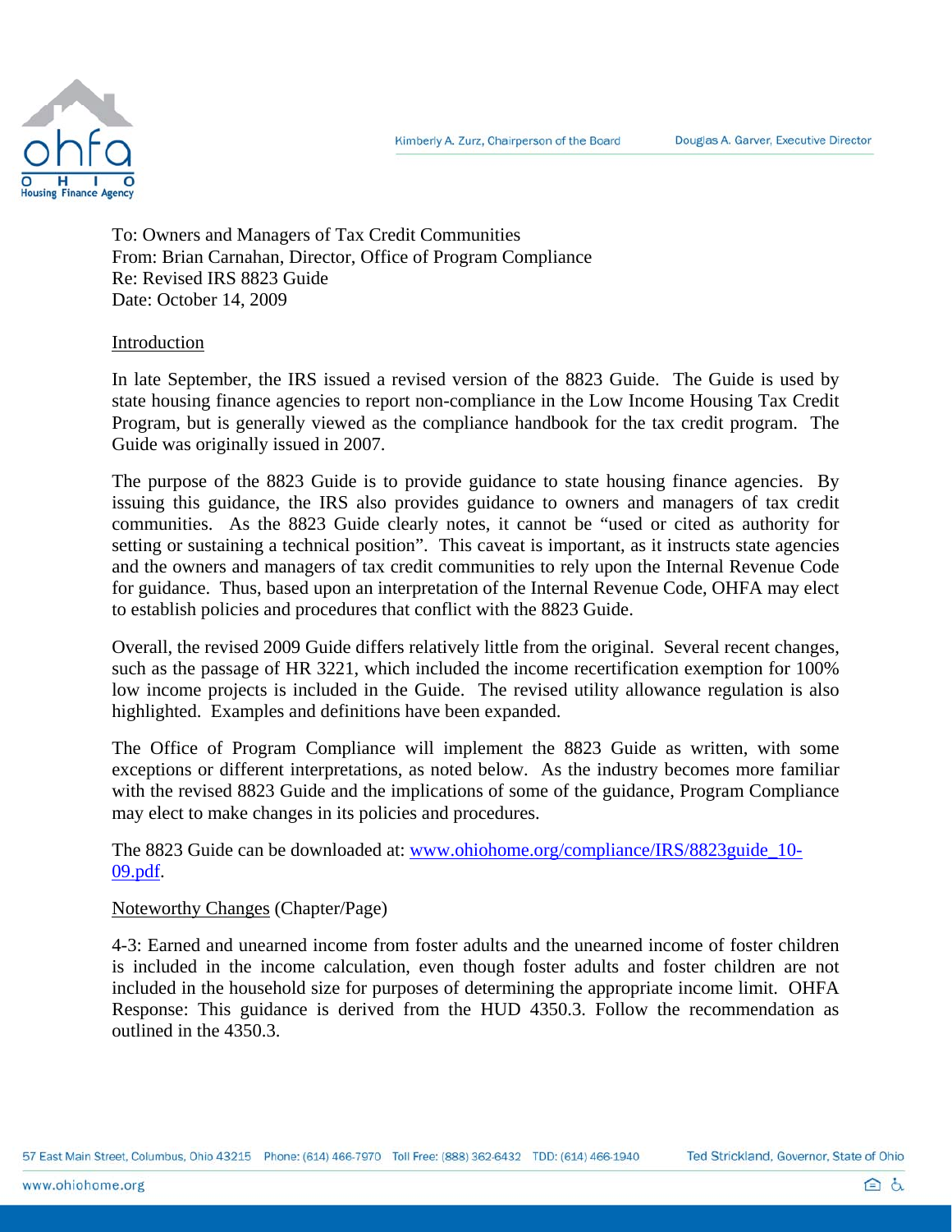To: Owners and Managers of Tax Credit Communities
From: Brian Carnahan, Director, Office of Program Compliance
Re: Revised IRS 8823 Guide
Date: October 14, 2009

## Introduction

In late September, the IRS issued a revised version of the 8823 Guide. The Guide is used by state housing finance agencies to report non-compliance in the Low Income Housing Tax Credit Program, but is generally viewed as the compliance handbook for the tax credit program. The Guide was originally issued in 2007.

The purpose of the 8823 Guide is to provide guidance to state housing finance agencies. By issuing this guidance, the IRS also provides guidance to owners and managers of tax credit communities. As the 8823 Guide clearly notes, it cannot be "used or cited as authority for setting or sustaining a technical position". This caveat is important, as it instructs state agencies and the owners and managers of tax credit communities to rely upon the Internal Revenue Code for guidance. Thus, based upon an interpretation of the Internal Revenue Code, OHFA may elect to establish policies and procedures that conflict with the 8823 Guide.

Overall, the revised 2009 Guide differs relatively little from the original. Several recent changes, such as the passage of HR 3221, which included the income recertification exemption for 100% low income projects is included in the Guide. The revised utility allowance regulation is also highlighted. Examples and definitions have been expanded.

The Office of Program Compliance will implement the 8823 Guide as written, with some exceptions or different interpretations, as noted below. As the industry becomes more familiar with the revised 8823 Guide and the implications of some of the guidance, Program Compliance may elect to make changes in its policies and procedures.

The 8823 Guide can be downloaded at: [www.ohiohome.org/compliance/IRS/8823guide_10-09.pdf](www.ohiohome.org/compliance/IRS/8823guide_10-09.pdf).

## Noteworthy Changes (Chapter/Page)

4-3: Earned and unearned income from foster adults and the unearned income of foster children is included in the income calculation, even though foster adults and foster children are not included in the household size for purposes of determining the appropriate income limit. OHFA Response: This guidance is derived from the HUD 4350.3. Follow the recommendation as outlined in the 4350.3.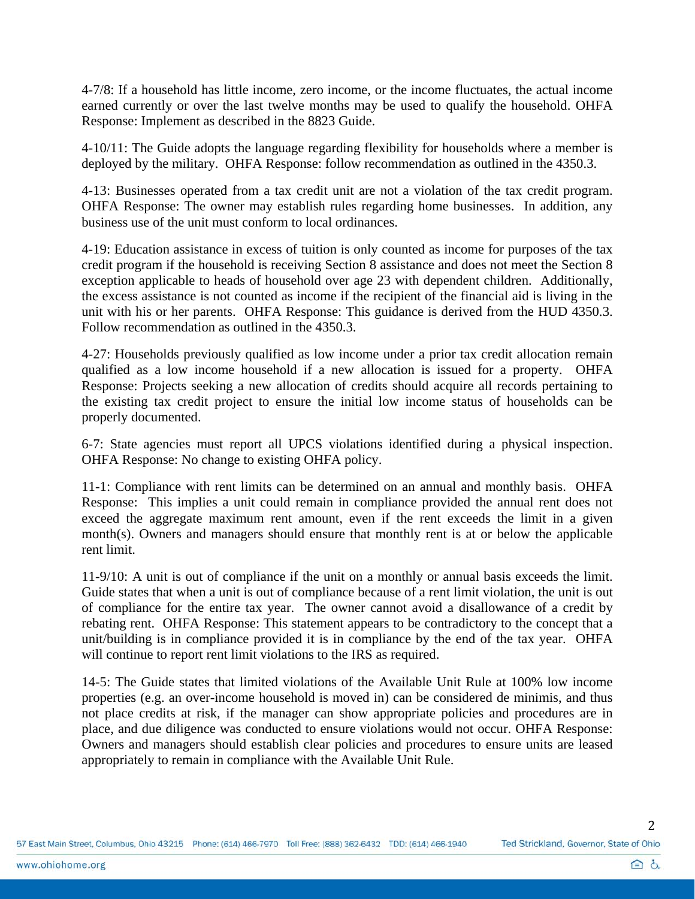4-7/8: If a household has little income, zero income, or the income fluctuates, the actual income earned currently or over the last twelve months may be used to qualify the household. OHFA Response: Implement as described in the 8823 Guide.

4-10/11: The Guide adopts the language regarding flexibility for households where a member is deployed by the military. OHFA Response: follow recommendation as outlined in the 4350.3.

4-13: Businesses operated from a tax credit unit are not a violation of the tax credit program. OHFA Response: The owner may establish rules regarding home businesses. In addition, any business use of the unit must conform to local ordinances.

4-19: Education assistance in excess of tuition is only counted as income for purposes of the tax credit program if the household is receiving Section 8 assistance and does not meet the Section 8 exception applicable to heads of household over age 23 with dependent children. Additionally, the excess assistance is not counted as income if the recipient of the financial aid is living in the unit with his or her parents. OHFA Response: This guidance is derived from the HUD 4350.3. Follow recommendation as outlined in the 4350.3.

4-27: Households previously qualified as low income under a prior tax credit allocation remain qualified as a low income household if a new allocation is issued for a property. OHFA Response: Projects seeking a new allocation of credits should acquire all records pertaining to the existing tax credit project to ensure the initial low income status of households can be properly documented.

6-7: State agencies must report all UPCS violations identified during a physical inspection. OHFA Response: No change to existing OHFA policy.

11-1: Compliance with rent limits can be determined on an annual and monthly basis. OHFA Response: This implies a unit could remain in compliance provided the annual rent does not exceed the aggregate maximum rent amount, even if the rent exceeds the limit in a given month(s). Owners and managers should ensure that monthly rent is at or below the applicable rent limit.

11-9/10: A unit is out of compliance if the unit on a monthly or annual basis exceeds the limit. Guide states that when a unit is out of compliance because of a rent limit violation, the unit is out of compliance for the entire tax year. The owner cannot avoid a disallowance of a credit by rebating rent. OHFA Response: This statement appears to be contradictory to the concept that a unit/building is in compliance provided it is in compliance by the end of the tax year. OHFA will continue to report rent limit violations to the IRS as required.

14-5: The Guide states that limited violations of the Available Unit Rule at 100% low income properties (e.g. an over-income household is moved in) can be considered de minimis, and thus not place credits at risk, if the manager can show appropriate policies and procedures are in place, and due diligence was conducted to ensure violations would not occur. OHFA Response: Owners and managers should establish clear policies and procedures to ensure units are leased appropriately to remain in compliance with the Available Unit Rule.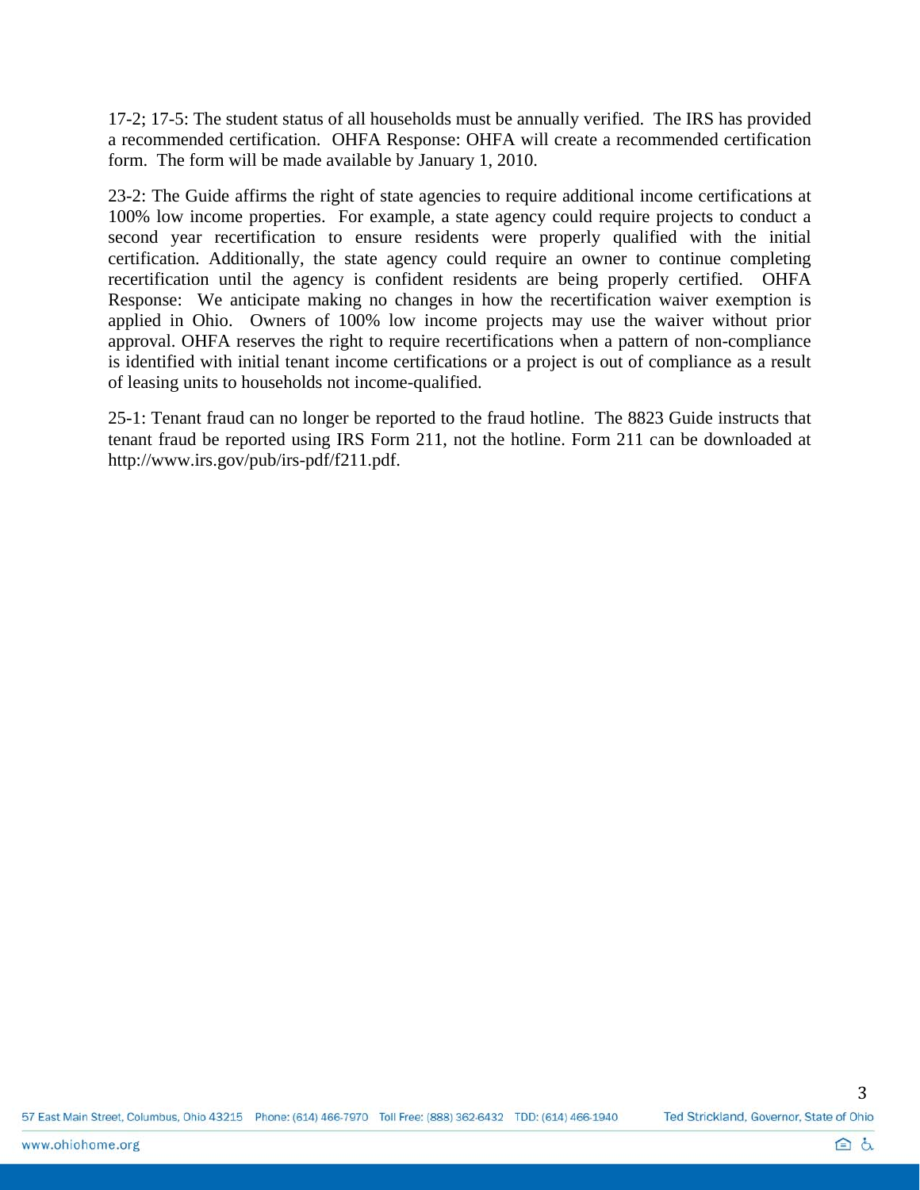17-2; 17-5: The student status of all households must be annually verified. The IRS has provided a recommended certification. OHFA Response: OHFA will create a recommended certification form. The form will be made available by January 1, 2010.

23-2: The Guide affirms the right of state agencies to require additional income certifications at 100% low income properties. For example, a state agency could require projects to conduct a second year recertification to ensure residents were properly qualified with the initial certification. Additionally, the state agency could require an owner to continue completing recertification until the agency is confident residents are being properly certified. OHFA Response: We anticipate making no changes in how the recertification waiver exemption is applied in Ohio. Owners of 100% low income projects may use the waiver without prior approval. OHFA reserves the right to require recertifications when a pattern of non-compliance is identified with initial tenant income certifications or a project is out of compliance as a result of leasing units to households not income-qualified.

25-1: Tenant fraud can no longer be reported to the fraud hotline. The 8823 Guide instructs that tenant fraud be reported using IRS Form 211, not the hotline. Form 211 can be downloaded at http://www.irs.gov/pub/irs-pdf/f211.pdf.